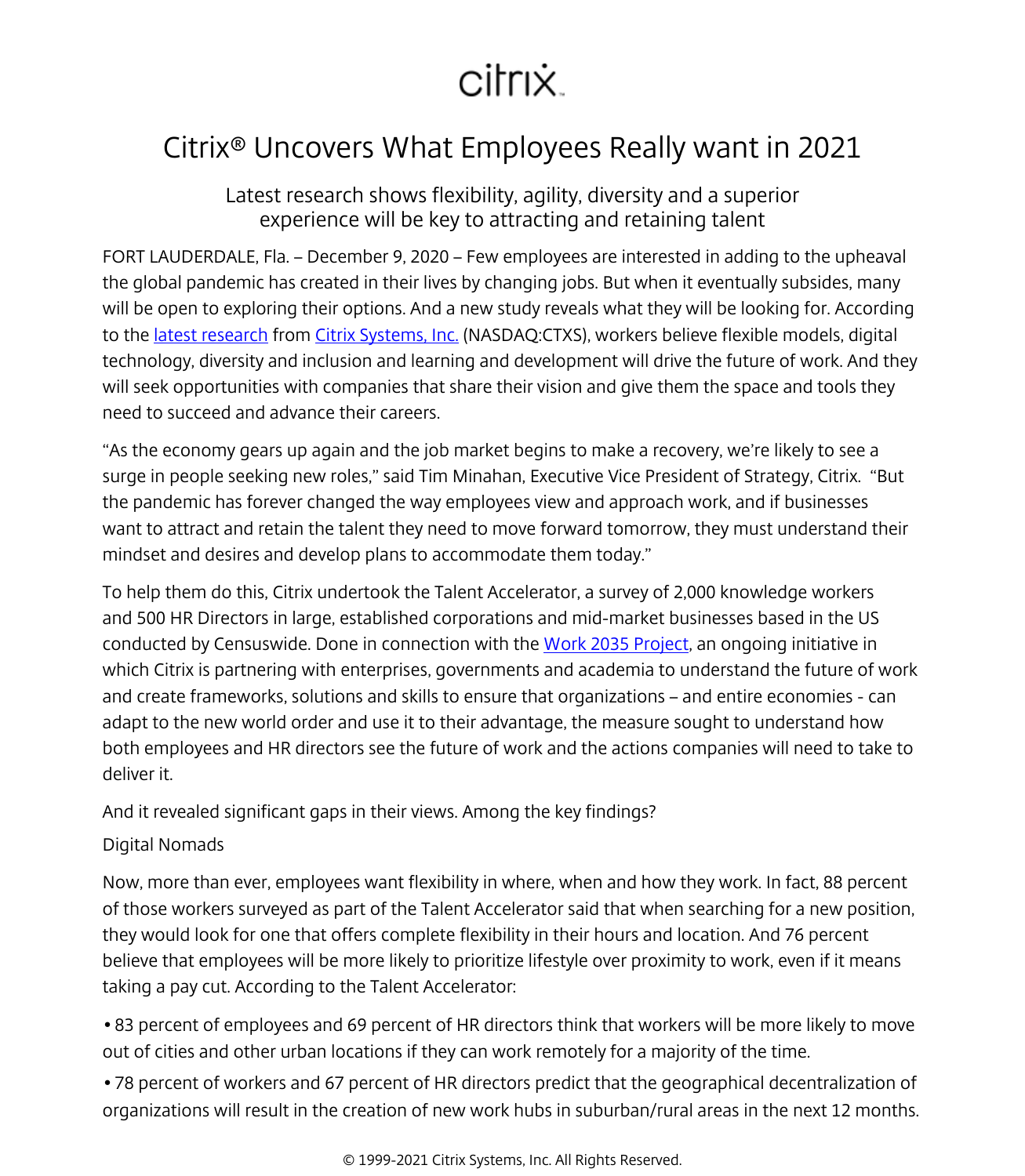# Citrix® Uncovers What Employees Really want in 2021

## Latest research shows flexibility, agility, diversity and a superior experience will be key to attracting and retaining talent

FORT LAUDERDALE, Fla. – December 9, 2020 – Few employees are interested in adding to the upheaval the global pandemic has created in their lives by changing jobs. But when it eventually subsides, many will be open to exploring their options. And a new study reveals what they will be looking for. According to the latest research from Citrix Systems, Inc. (NASDAQ:CTXS), workers believe flexible models, digital technology, diversity and inclusion and learning and development will drive the future of work. And they will seek opportunities with companies that share their vision and give them the space and tools they need to succeed and advance their careers.

"As the economy gears up again and the job market begins to make a recovery, we're likely to see a surge in people seeking new roles," said Tim Minahan, Executive Vice President of Strategy, Citrix. "But the pandemic has forever changed the way employees view and approach work, and if businesses want to attract and retain the talent they need to move forward tomorrow, they must understand their mindset and desires and develop plans to accommodate them today."

To help them do this, Citrix undertook the Talent Accelerator, a survey of 2,000 knowledge workers and 500 HR Directors in large, established corporations and mid-market businesses based in the US conducted by Censuswide. Done in connection with the Work 2035 Project, an ongoing initiative in which Citrix is partnering with enterprises, governments and academia to understand the future of work and create frameworks, solutions and skills to ensure that organizations – and entire economies - can adapt to the new world order and use it to their advantage, the measure sought to understand how both employees and HR directors see the future of work and the actions companies will need to take to deliver it.

And it revealed significant gaps in their views. Among the key findings?

Digital Nomads

Now, more than ever, employees want flexibility in where, when and how they work. In fact, 88 percent of those workers surveyed as part of the Talent Accelerator said that when searching for a new position, they would look for one that offers complete flexibility in their hours and location. And 76 percent believe that employees will be more likely to prioritize lifestyle over proximity to work, even if it means taking a pay cut. According to the Talent Accelerator:

- 83 percent of employees and 69 percent of HR directors think that workers will be more likely to move out of cities and other urban locations if they can work remotely for a majority of the time.
- 78 percent of workers and 67 percent of HR directors predict that the geographical decentralization of organizations will result in the creation of new work hubs in suburban/rural areas in the next 12 months.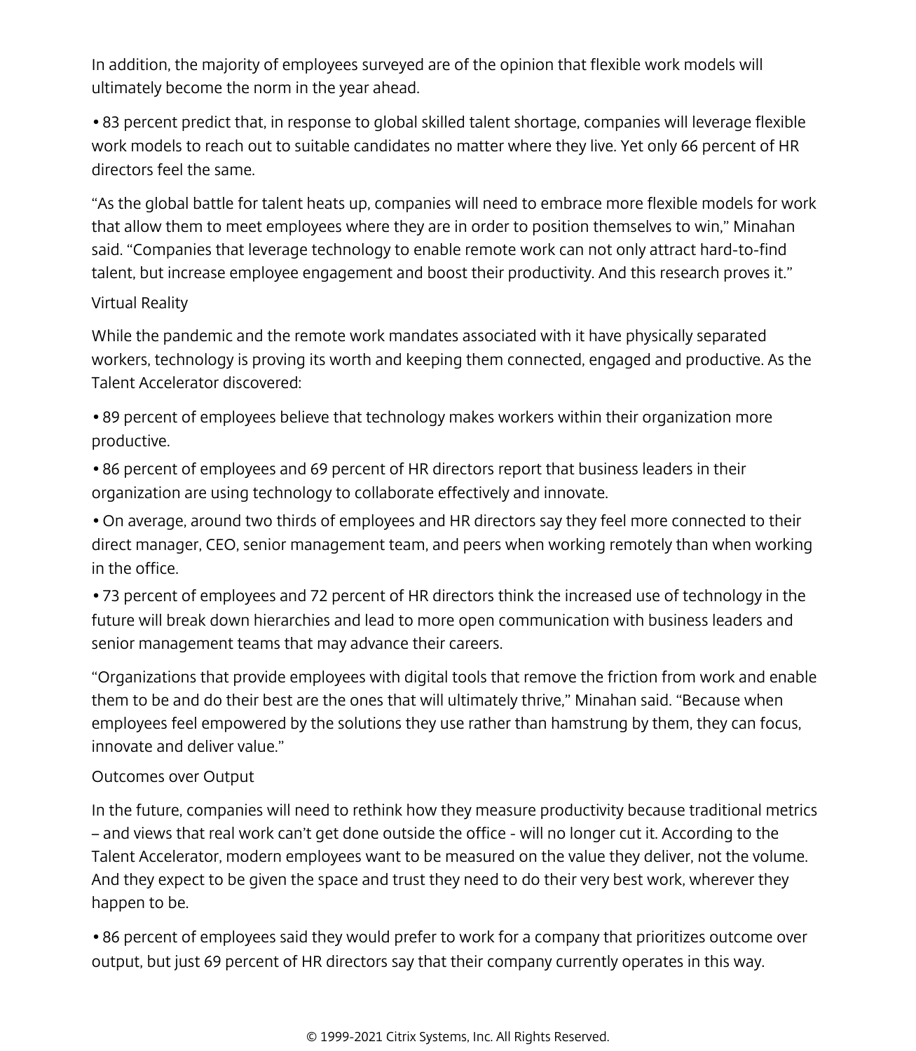In addition, the majority of employees surveyed are of the opinion that flexible work models will ultimately become the norm in the year ahead.

- 83 percent predict that, in response to global skilled talent shortage, companies will leverage flexible work models to reach out to suitable candidates no matter where they live. Yet only 66 percent of HR directors feel the same.

"As the global battle for talent heats up, companies will need to embrace more flexible models for work that allow them to meet employees where they are in order to position themselves to win," Minahan said. "Companies that leverage technology to enable remote work can not only attract hard-to-find talent, but increase employee engagement and boost their productivity. And this research proves it."

## Virtual Reality

While the pandemic and the remote work mandates associated with it have physically separated workers, technology is proving its worth and keeping them connected, engaged and productive. As the Talent Accelerator discovered:

- 89 percent of employees believe that technology makes workers within their organization more productive.
- 86 percent of employees and 69 percent of HR directors report that business leaders in their organization are using technology to collaborate effectively and innovate.
- On average, around two thirds of employees and HR directors say they feel more connected to their direct manager, CEO, senior management team, and peers when working remotely than when working in the office.
- 73 percent of employees and 72 percent of HR directors think the increased use of technology in the future will break down hierarchies and lead to more open communication with business leaders and senior management teams that may advance their careers.

"Organizations that provide employees with digital tools that remove the friction from work and enable them to be and do their best are the ones that will ultimately thrive," Minahan said. "Because when employees feel empowered by the solutions they use rather than hamstrung by them, they can focus, innovate and deliver value."

## Outcomes over Output

In the future, companies will need to rethink how they measure productivity because traditional metrics – and views that real work can't get done outside the office - will no longer cut it. According to the Talent Accelerator, modern employees want to be measured on the value they deliver, not the volume. And they expect to be given the space and trust they need to do their very best work, wherever they happen to be.

- 86 percent of employees said they would prefer to work for a company that prioritizes outcome over output, but just 69 percent of HR directors say that their company currently operates in this way.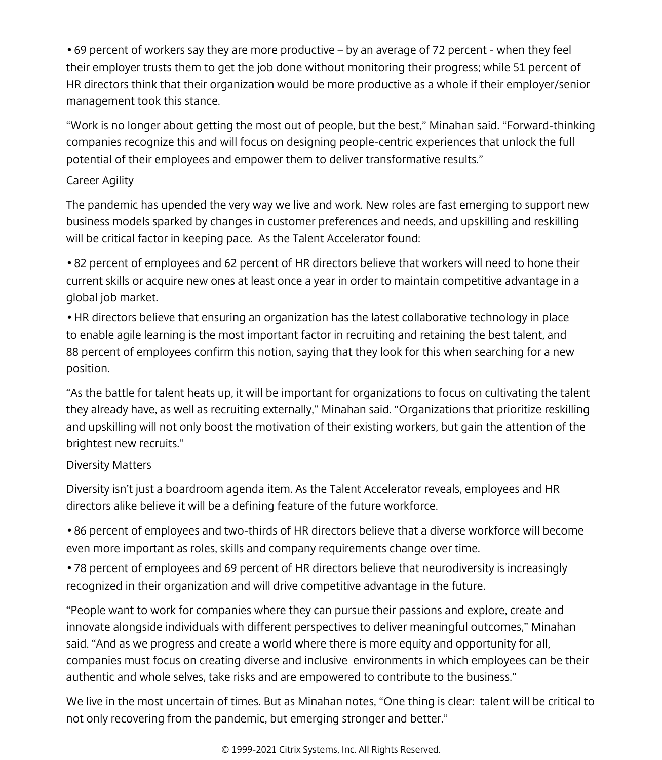- 69 percent of workers say they are more productive – by an average of 72 percent - when they feel their employer trusts them to get the job done without monitoring their progress; while 51 percent of HR directors think that their organization would be more productive as a whole if their employer/senior management took this stance.

"Work is no longer about getting the most out of people, but the best," Minahan said. "Forward-thinking companies recognize this and will focus on designing people-centric experiences that unlock the full potential of their employees and empower them to deliver transformative results."

## Career Agility

The pandemic has upended the very way we live and work. New roles are fast emerging to support new business models sparked by changes in customer preferences and needs, and upskilling and reskilling will be critical factor in keeping pace. As the Talent Accelerator found:

- 82 percent of employees and 62 percent of HR directors believe that workers will need to hone their current skills or acquire new ones at least once a year in order to maintain competitive advantage in a global job market.
- HR directors believe that ensuring an organization has the latest collaborative technology in place to enable agile learning is the most important factor in recruiting and retaining the best talent, and 88 percent of employees confirm this notion, saying that they look for this when searching for a new position.

"As the battle for talent heats up, it will be important for organizations to focus on cultivating the talent they already have, as well as recruiting externally," Minahan said. "Organizations that prioritize reskilling and upskilling will not only boost the motivation of their existing workers, but gain the attention of the brightest new recruits."

## Diversity Matters

Diversity isn't just a boardroom agenda item. As the Talent Accelerator reveals, employees and HR directors alike believe it will be a defining feature of the future workforce.

- 86 percent of employees and two-thirds of HR directors believe that a diverse workforce will become even more important as roles, skills and company requirements change over time.
- 78 percent of employees and 69 percent of HR directors believe that neurodiversity is increasingly recognized in their organization and will drive competitive advantage in the future.

"People want to work for companies where they can pursue their passions and explore, create and innovate alongside individuals with different perspectives to deliver meaningful outcomes," Minahan said. "And as we progress and create a world where there is more equity and opportunity for all, companies must focus on creating diverse and inclusive environments in which employees can be their authentic and whole selves, take risks and are empowered to contribute to the business."

We live in the most uncertain of times. But as Minahan notes, "One thing is clear: talent will be critical to not only recovering from the pandemic, but emerging stronger and better."

© 1999-2021 Citrix Systems, Inc. All Rights Reserved.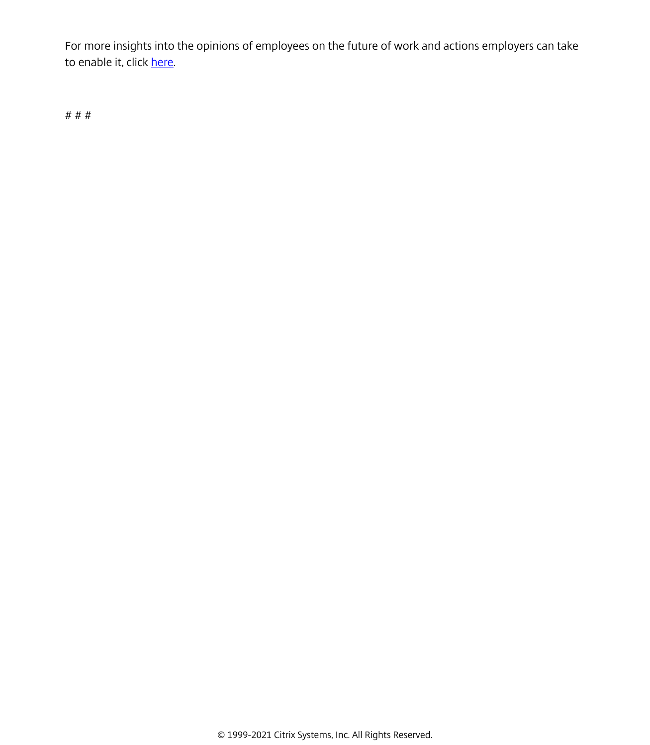For more insights into the opinions of employees on the future of work and actions employers can take to enable it, click here.

# # #

© 1999-2021 Citrix Systems, Inc. All Rights Reserved.